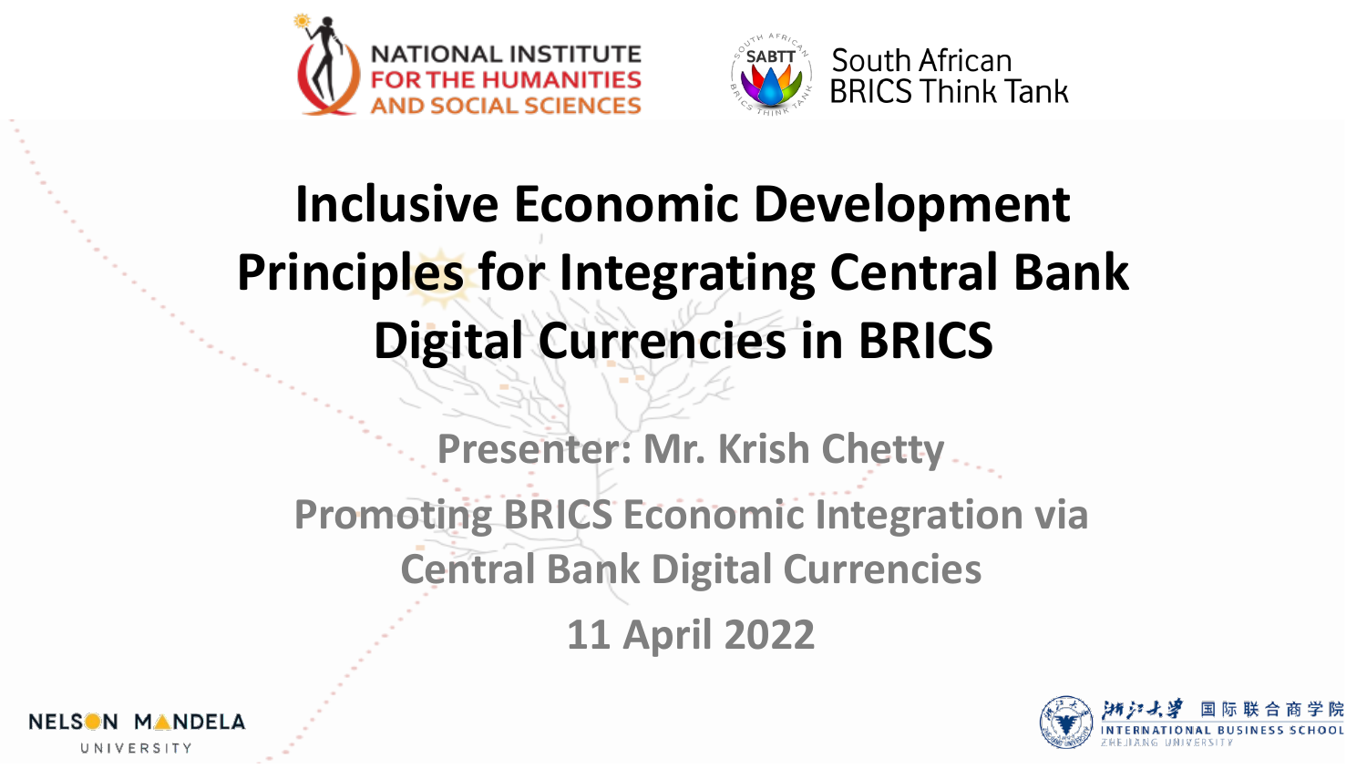NATIONAL INSTITUTE FOR THE HUMANITIES AND SOCIAL SCIENCES

South African BRICS Think Tank

# Inclusive Economic Development Principles for Integrating Central Bank Digital Currencies in BRICS

**Presenter: Mr. Krish Chetty**

**Promoting BRICS Economic Integration via Central Bank Digital Currencies**

**11 April 2022**

NELSON MANDELA UNIVERSITY

浙江大学 国际联合商学院
INTERNATIONAL BUSINESS SCHOOL
ZHEJIANG UNIVERSITY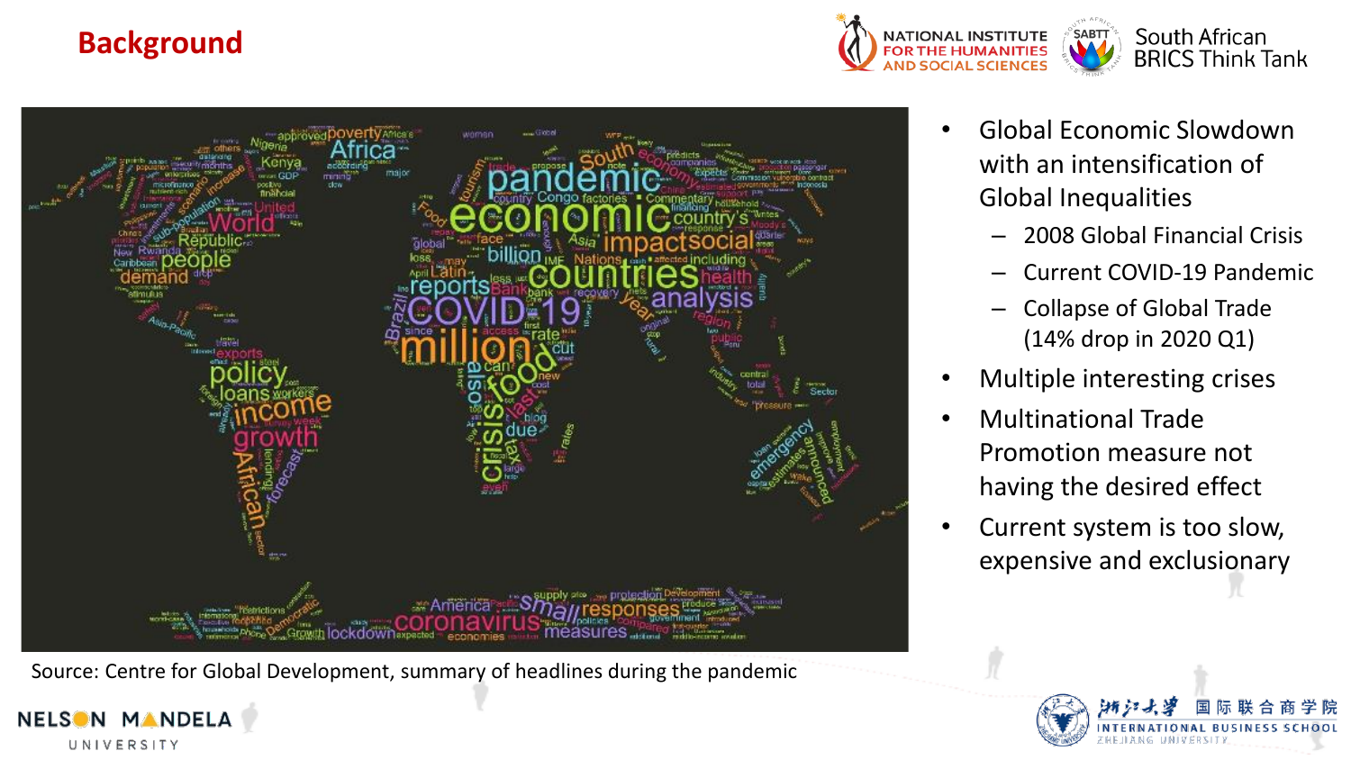# Background

- Global Economic Slowdown with an intensification of Global Inequalities
  - 2008 Global Financial Crisis
  - Current COVID-19 Pandemic
  - Collapse of Global Trade (14% drop in 2020 Q1)
- Multiple interesting crises
- Multinational Trade Promotion measure not having the desired effect
- Current system is too slow, expensive and exclusionary

Source: Centre for Global Development, summary of headlines during the pandemic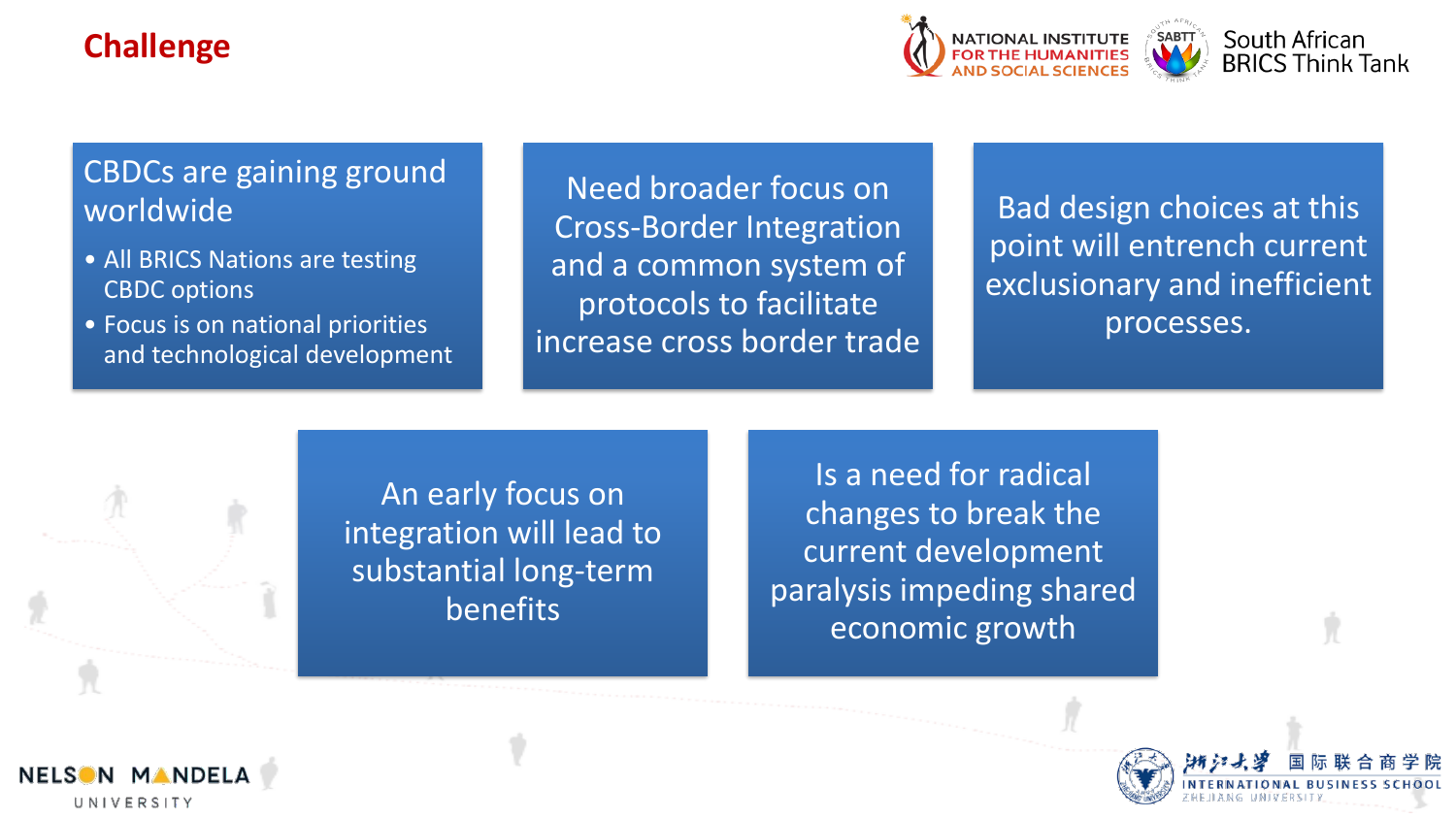# Challenge

CBDCs are gaining ground worldwide

- All BRICS Nations are testing CBDC options
- Focus is on national priorities and technological development

Need broader focus on Cross-Border Integration and a common system of protocols to facilitate increase cross border trade

Bad design choices at this point will entrench current exclusionary and inefficient processes.

An early focus on integration will lead to substantial long-term benefits

Is a need for radical changes to break the current development paralysis impeding shared economic growth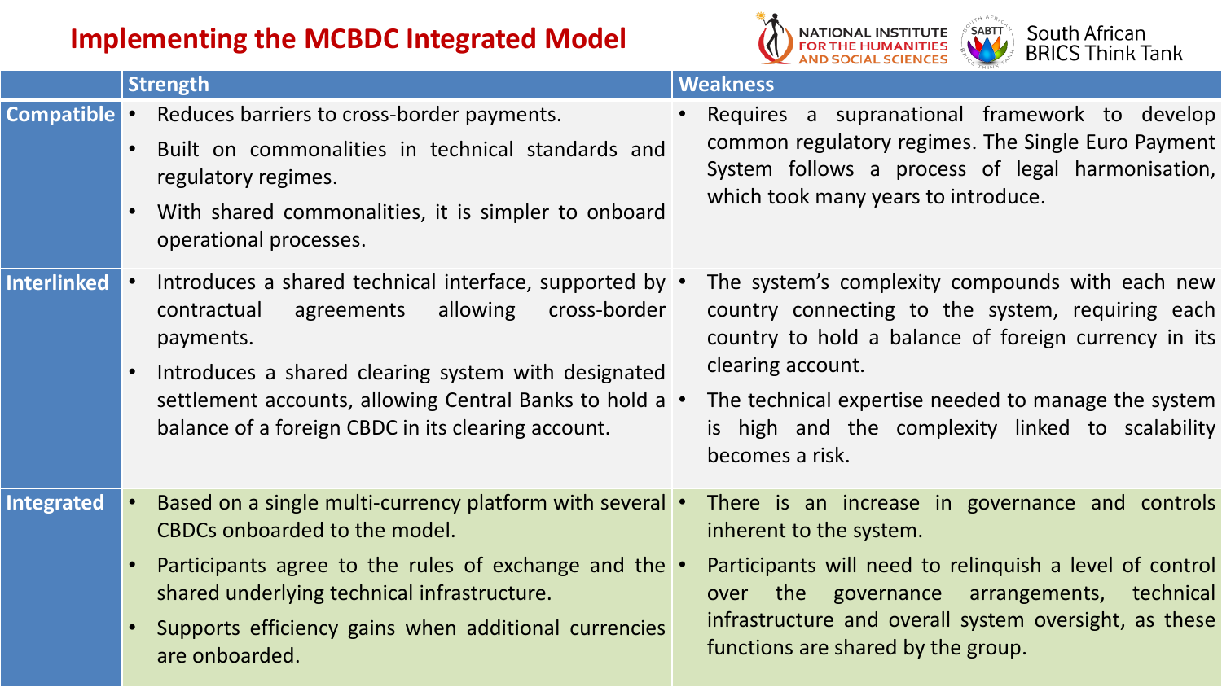# Implementing the MCBDC Integrated Model

| | Strength | Weakness |
|---|---|---|
| **Compatible** | • Reduces barriers to cross-border payments.<br>• Built on commonalities in technical standards and regulatory regimes.<br>• With shared commonalities, it is simpler to onboard operational processes. | • Requires a supranational framework to develop common regulatory regimes. The Single Euro Payment System follows a process of legal harmonisation, which took many years to introduce. |
| **Interlinked** | • Introduces a shared technical interface, supported by contractual agreements allowing cross-border payments.<br>• Introduces a shared clearing system with designated settlement accounts, allowing Central Banks to hold a balance of a foreign CBDC in its clearing account. | • The system's complexity compounds with each new country connecting to the system, requiring each country to hold a balance of foreign currency in its clearing account.<br>• The technical expertise needed to manage the system is high and the complexity linked to scalability becomes a risk. |
| **Integrated** | • Based on a single multi-currency platform with several CBDCs onboarded to the model.<br>• Participants agree to the rules of exchange and the shared underlying technical infrastructure.<br>• Supports efficiency gains when additional currencies are onboarded. | • There is an increase in governance and controls inherent to the system.<br>• Participants will need to relinquish a level of control over the governance arrangements, technical infrastructure and overall system oversight, as these functions are shared by the group. |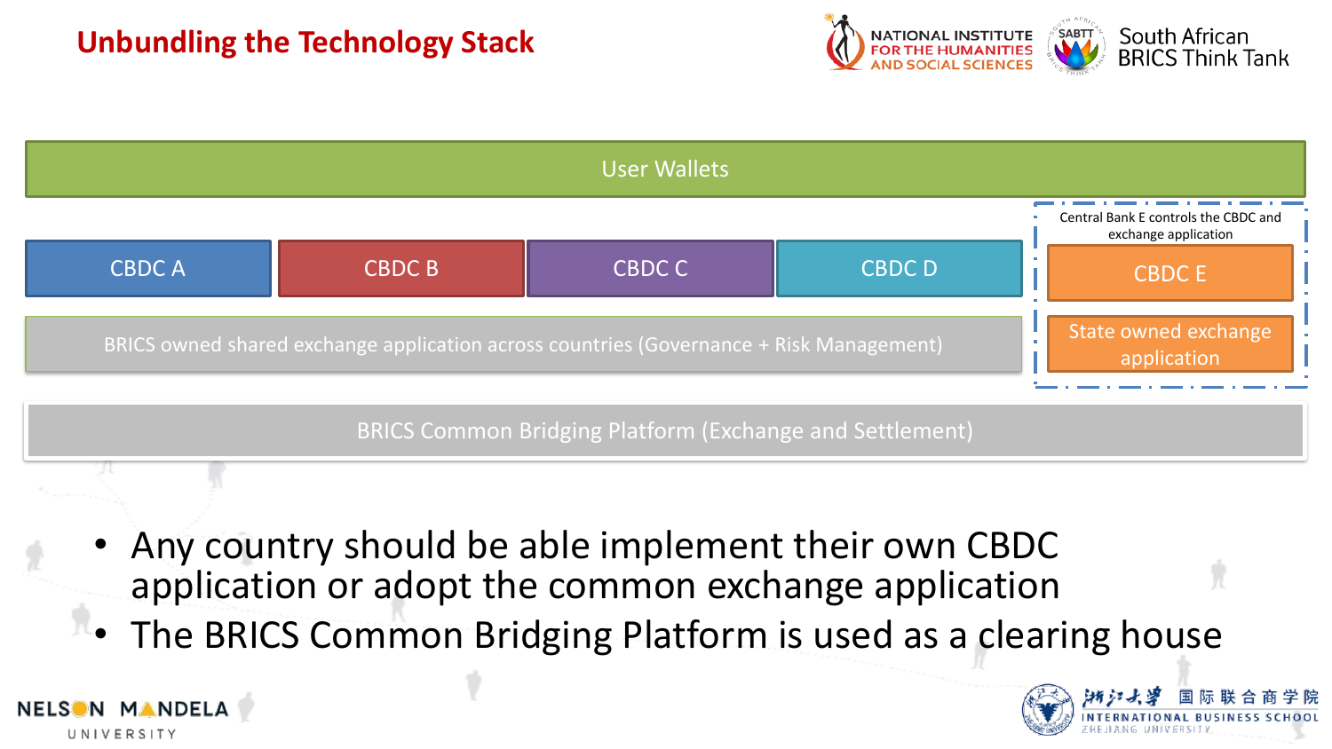# Unbundling the Technology Stack

User Wallets

CBDC A | CBDC B | CBDC C | CBDC D

Central Bank E controls the CBDC and exchange application

CBDC E

State owned exchange application

BRICS owned shared exchange application across countries (Governance + Risk Management)

BRICS Common Bridging Platform (Exchange and Settlement)

- Any country should be able implement their own CBDC application or adopt the common exchange application
- The BRICS Common Bridging Platform is used as a clearing house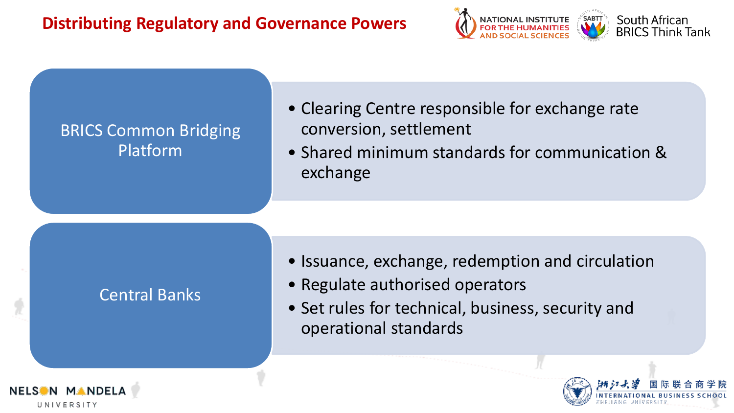# Distributing Regulatory and Governance Powers

## BRICS Common Bridging Platform

- Clearing Centre responsible for exchange rate conversion, settlement
- Shared minimum standards for communication & exchange

## Central Banks

- Issuance, exchange, redemption and circulation
- Regulate authorised operators
- Set rules for technical, business, security and operational standards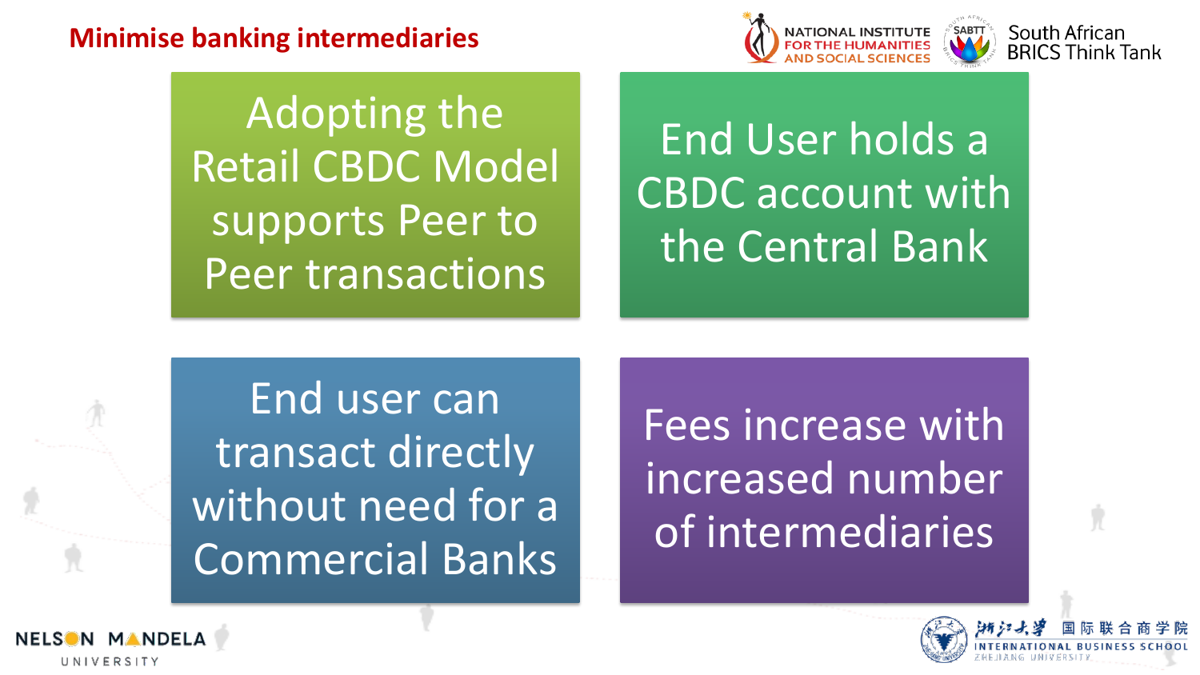## Minimise banking intermediaries

Adopting the Retail CBDC Model supports Peer to Peer transactions

End User holds a CBDC account with the Central Bank

End user can transact directly without need for a Commercial Banks

Fees increase with increased number of intermediaries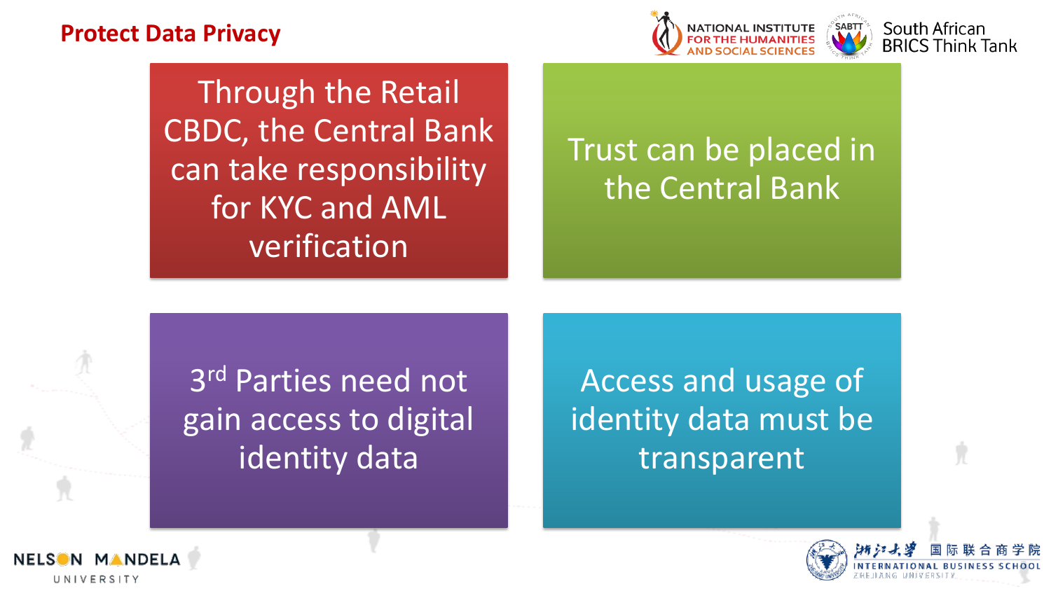## Protect Data Privacy

Through the Retail CBDC, the Central Bank can take responsibility for KYC and AML verification

Trust can be placed in the Central Bank

3rd Parties need not gain access to digital identity data

Access and usage of identity data must be transparent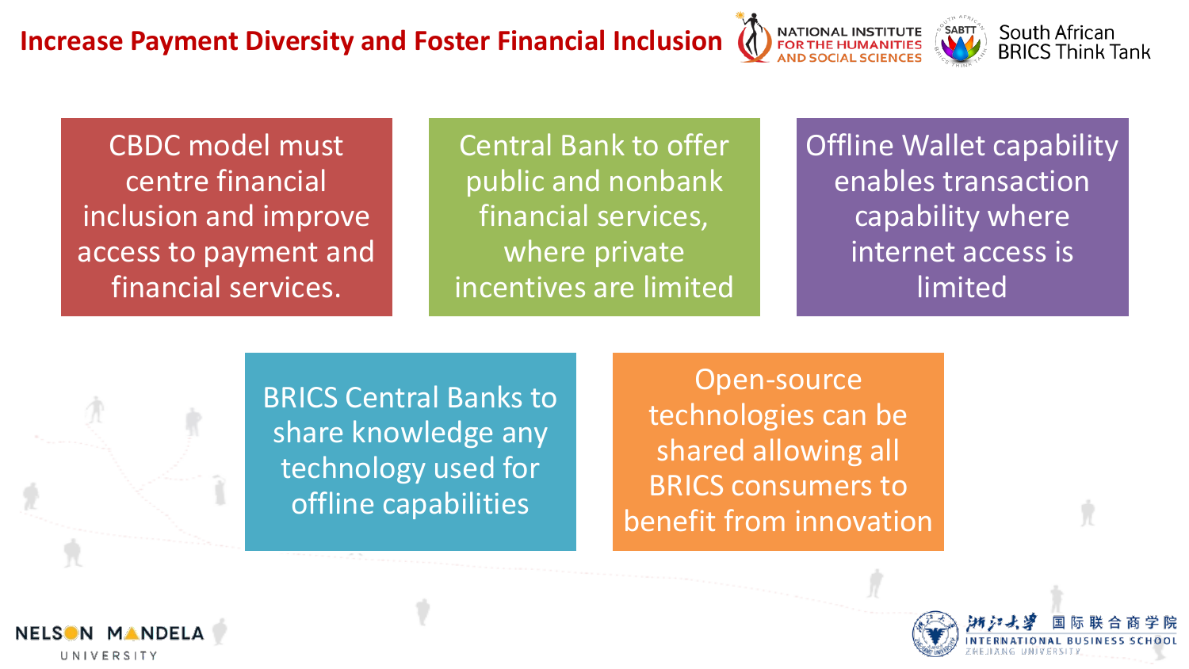# Increase Payment Diversity and Foster Financial Inclusion

- CBDC model must centre financial inclusion and improve access to payment and financial services.
- Central Bank to offer public and nonbank financial services, where private incentives are limited
- Offline Wallet capability enables transaction capability where internet access is limited
- BRICS Central Banks to share knowledge any technology used for offline capabilities
- Open-source technologies can be shared allowing all BRICS consumers to benefit from innovation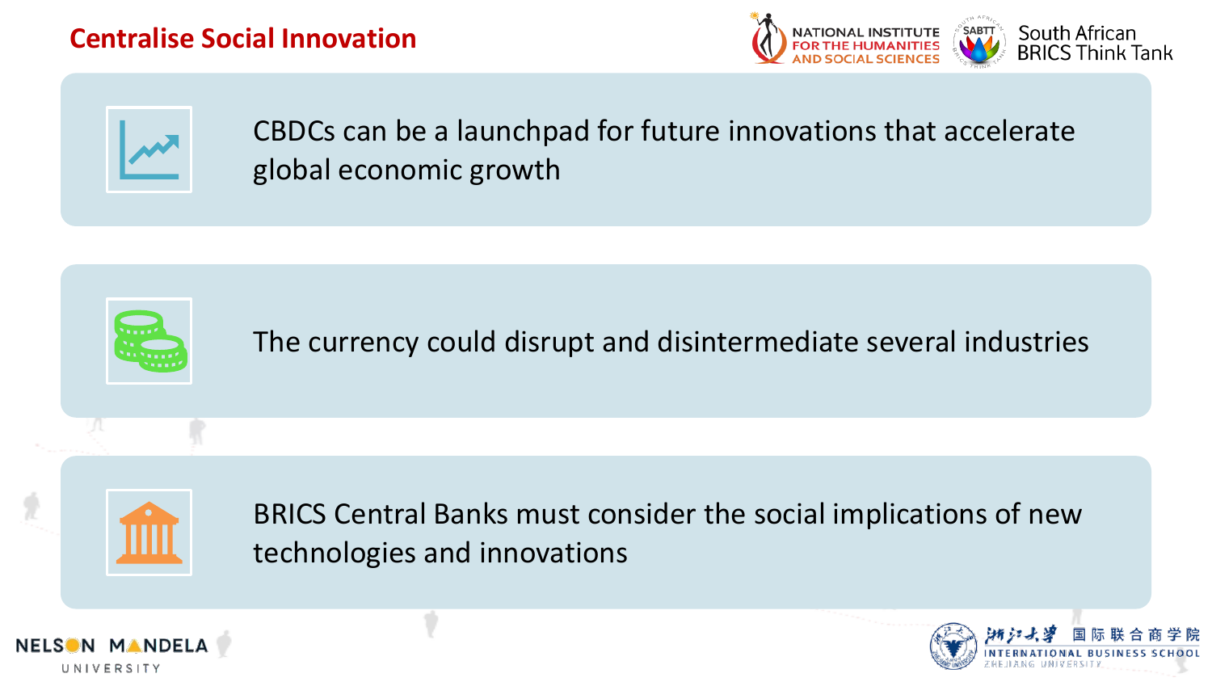# Centralise Social Innovation

- CBDCs can be a launchpad for future innovations that accelerate global economic growth

- The currency could disrupt and disintermediate several industries

- BRICS Central Banks must consider the social implications of new technologies and innovations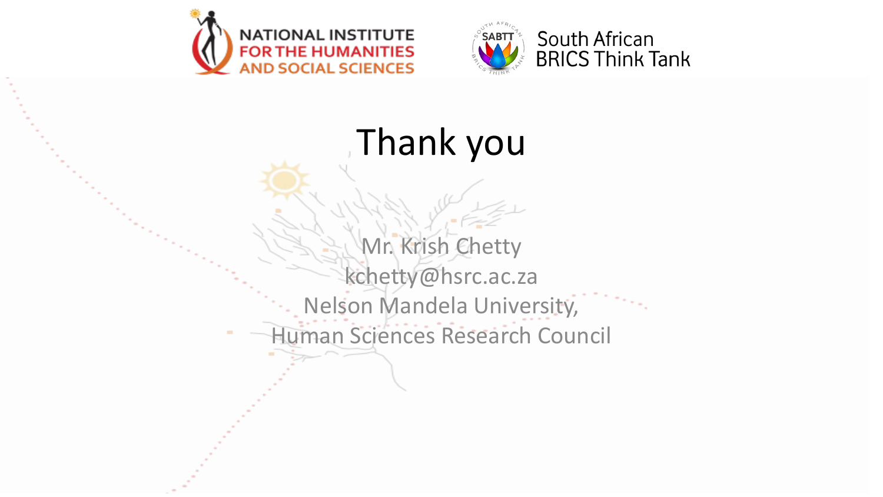NATIONAL INSTITUTE FOR THE HUMANITIES AND SOCIAL SCIENCES

South African BRICS Think Tank

# Thank you

Mr. Krish Chetty
kchetty@hsrc.ac.za
Nelson Mandela University,
Human Sciences Research Council